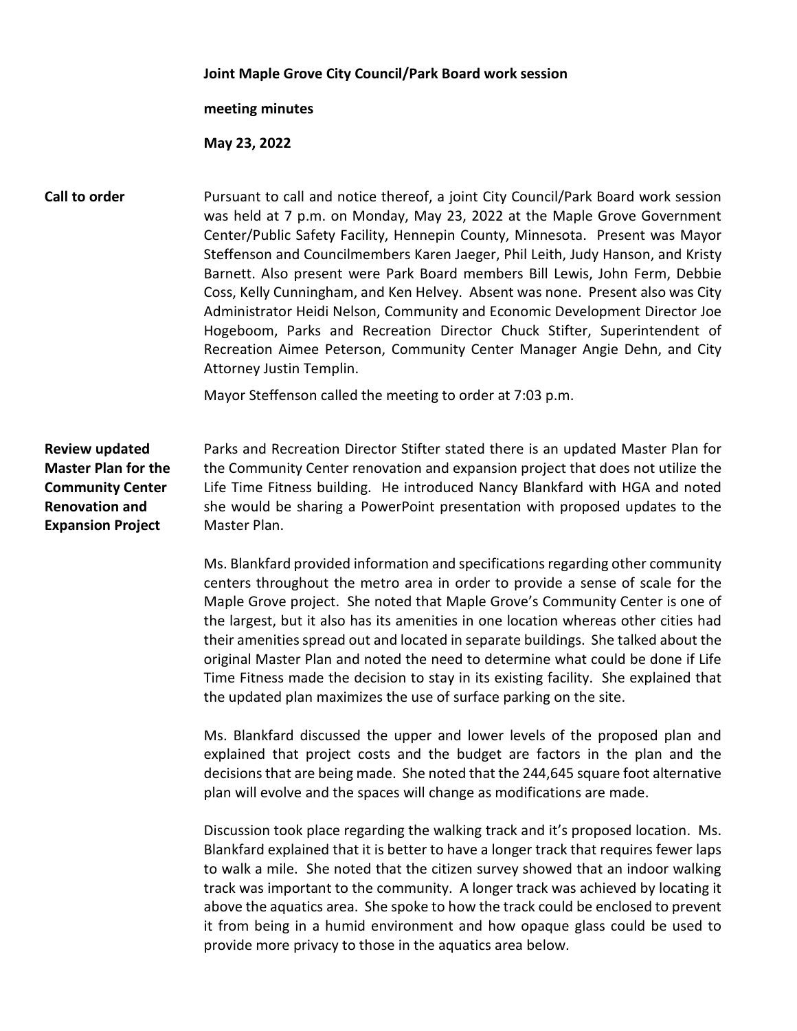**Joint Maple Grove City Council/Park Board work session**

**meeting minutes**

**May 23, 2022**

**Call to order**

Pursuant to call and notice thereof, a joint City Council/Park Board work session was held at 7 p.m. on Monday, May 23, 2022 at the Maple Grove Government Center/Public Safety Facility, Hennepin County, Minnesota. Present was Mayor Steffenson and Councilmembers Karen Jaeger, Phil Leith, Judy Hanson, and Kristy Barnett. Also present were Park Board members Bill Lewis, John Ferm, Debbie Coss, Kelly Cunningham, and Ken Helvey. Absent was none. Present also was City Administrator Heidi Nelson, Community and Economic Development Director Joe Hogeboom, Parks and Recreation Director Chuck Stifter, Superintendent of Recreation Aimee Peterson, Community Center Manager Angie Dehn, and City Attorney Justin Templin.

Mayor Steffenson called the meeting to order at 7:03 p.m.

**Review updated Master Plan for the Community Center Renovation and Expansion Project**

Parks and Recreation Director Stifter stated there is an updated Master Plan for the Community Center renovation and expansion project that does not utilize the Life Time Fitness building. He introduced Nancy Blankfard with HGA and noted she would be sharing a PowerPoint presentation with proposed updates to the Master Plan.

Ms. Blankfard provided information and specifications regarding other community centers throughout the metro area in order to provide a sense of scale for the Maple Grove project. She noted that Maple Grove's Community Center is one of the largest, but it also has its amenities in one location whereas other cities had their amenities spread out and located in separate buildings. She talked about the original Master Plan and noted the need to determine what could be done if Life Time Fitness made the decision to stay in its existing facility. She explained that the updated plan maximizes the use of surface parking on the site.

Ms. Blankfard discussed the upper and lower levels of the proposed plan and explained that project costs and the budget are factors in the plan and the decisions that are being made. She noted that the 244,645 square foot alternative plan will evolve and the spaces will change as modifications are made.

Discussion took place regarding the walking track and it's proposed location. Ms. Blankfard explained that it is better to have a longer track that requires fewer laps to walk a mile. She noted that the citizen survey showed that an indoor walking track was important to the community. A longer track was achieved by locating it above the aquatics area. She spoke to how the track could be enclosed to prevent it from being in a humid environment and how opaque glass could be used to provide more privacy to those in the aquatics area below.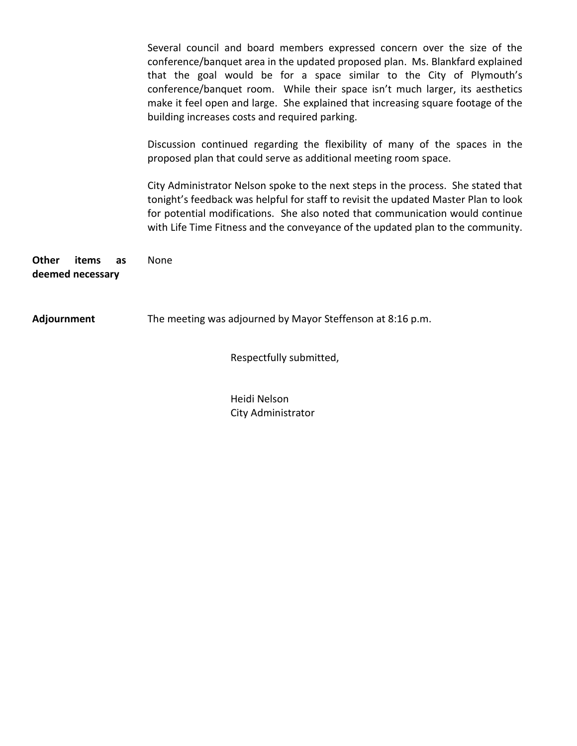Several council and board members expressed concern over the size of the conference/banquet area in the updated proposed plan. Ms. Blankfard explained that the goal would be for a space similar to the City of Plymouth's conference/banquet room. While their space isn't much larger, its aesthetics make it feel open and large. She explained that increasing square footage of the building increases costs and required parking.

Discussion continued regarding the flexibility of many of the spaces in the proposed plan that could serve as additional meeting room space.

City Administrator Nelson spoke to the next steps in the process. She stated that tonight's feedback was helpful for staff to revisit the updated Master Plan to look for potential modifications. She also noted that communication would continue with Life Time Fitness and the conveyance of the updated plan to the community.

**Other items as deemed necessary** None

**Adjournment** The meeting was adjourned by Mayor Steffenson at 8:16 p.m.

Respectfully submitted,

Heidi Nelson
City Administrator